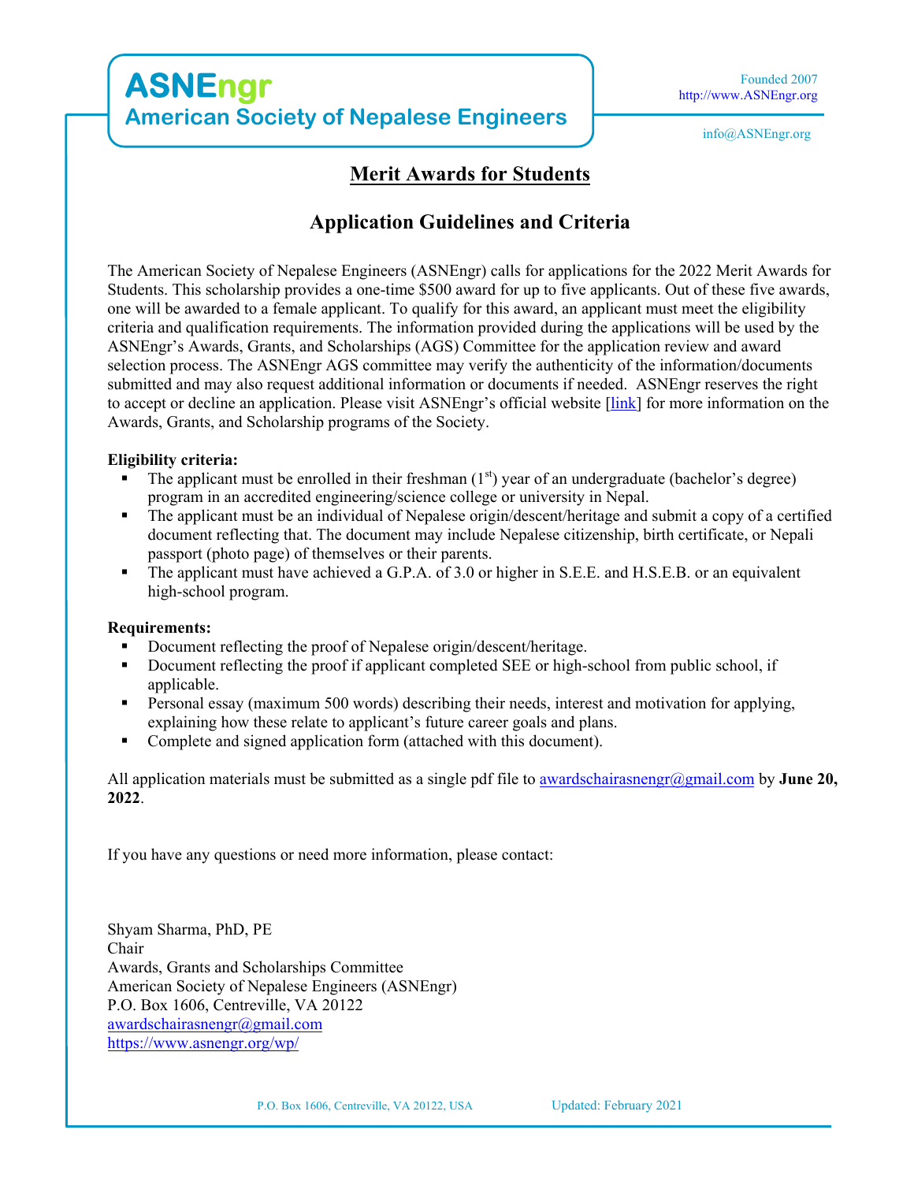# ASNEngr
## American Society of Nepalese Engineers

Founded 2007
http://www.ASNEngr.org

info@ASNEngr.org

## Merit Awards for Students

## Application Guidelines and Criteria

The American Society of Nepalese Engineers (ASNEngr) calls for applications for the 2022 Merit Awards for Students. This scholarship provides a one-time $500 award for up to five applicants. Out of these five awards, one will be awarded to a female applicant. To qualify for this award, an applicant must meet the eligibility criteria and qualification requirements. The information provided during the applications will be used by the ASNEngr's Awards, Grants, and Scholarships (AGS) Committee for the application review and award selection process. The ASNEngr AGS committee may verify the authenticity of the information/documents submitted and may also request additional information or documents if needed. ASNEngr reserves the right to accept or decline an application. Please visit ASNEngr's official website [link] for more information on the Awards, Grants, and Scholarship programs of the Society.

**Eligibility criteria:**

- The applicant must be enrolled in their freshman (1st) year of an undergraduate (bachelor's degree) program in an accredited engineering/science college or university in Nepal.
- The applicant must be an individual of Nepalese origin/descent/heritage and submit a copy of a certified document reflecting that. The document may include Nepalese citizenship, birth certificate, or Nepali passport (photo page) of themselves or their parents.
- The applicant must have achieved a G.P.A. of 3.0 or higher in S.E.E. and H.S.E.B. or an equivalent high-school program.

**Requirements:**

- Document reflecting the proof of Nepalese origin/descent/heritage.
- Document reflecting the proof if applicant completed SEE or high-school from public school, if applicable.
- Personal essay (maximum 500 words) describing their needs, interest and motivation for applying, explaining how these relate to applicant's future career goals and plans.
- Complete and signed application form (attached with this document).

All application materials must be submitted as a single pdf file to awardschairasnengr@gmail.com by **June 20, 2022**.

If you have any questions or need more information, please contact:

Shyam Sharma, PhD, PE
Chair
Awards, Grants and Scholarships Committee
American Society of Nepalese Engineers (ASNEngr)
P.O. Box 1606, Centreville, VA 20122
awardschairasnengr@gmail.com
https://www.asnengr.org/wp/

P.O. Box 1606, Centreville, VA 20122, USA    Updated: February 2021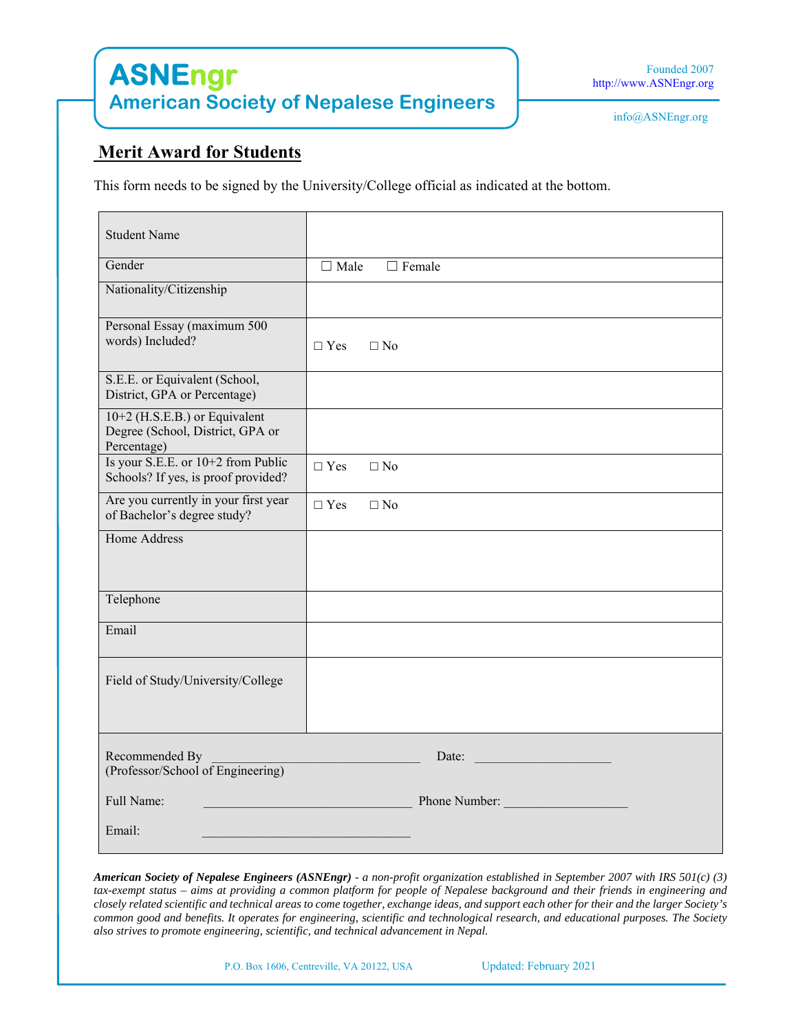# ASNEngr
## American Society of Nepalese Engineers

Founded 2007
http://www.ASNEngr.org

info@ASNEngr.org

## Merit Award for Students

This form needs to be signed by the University/College official as indicated at the bottom.

| | |
|---|---|
| Student Name | |
| Gender | ☐ Male ☐ Female |
| Nationality/Citizenship | |
| Personal Essay (maximum 500 words) Included? | ☐ Yes ☐ No |
| S.E.E. or Equivalent (School, District, GPA or Percentage) | |
| 10+2 (H.S.E.B.) or Equivalent Degree (School, District, GPA or Percentage) | |
| Is your S.E.E. or 10+2 from Public Schools? If yes, is proof provided? | ☐ Yes ☐ No |
| Are you currently in your first year of Bachelor's degree study? | ☐ Yes ☐ No |
| Home Address | |
| Telephone | |
| Email | |
| Field of Study/University/College | |

Recommended By _______________________________ Date: ____________________
(Professor/School of Engineering)

Full Name: _______________________________ Phone Number: __________________

Email: _______________________________

***American Society of Nepalese Engineers (ASNEngr)*** *- a non-profit organization established in September 2007 with IRS 501(c) (3) tax-exempt status – aims at providing a common platform for people of Nepalese background and their friends in engineering and closely related scientific and technical areas to come together, exchange ideas, and support each other for their and the larger Society's common good and benefits. It operates for engineering, scientific and technological research, and educational purposes. The Society also strives to promote engineering, scientific, and technical advancement in Nepal.*

P.O. Box 1606, Centreville, VA 20122, USA Updated: February 2021